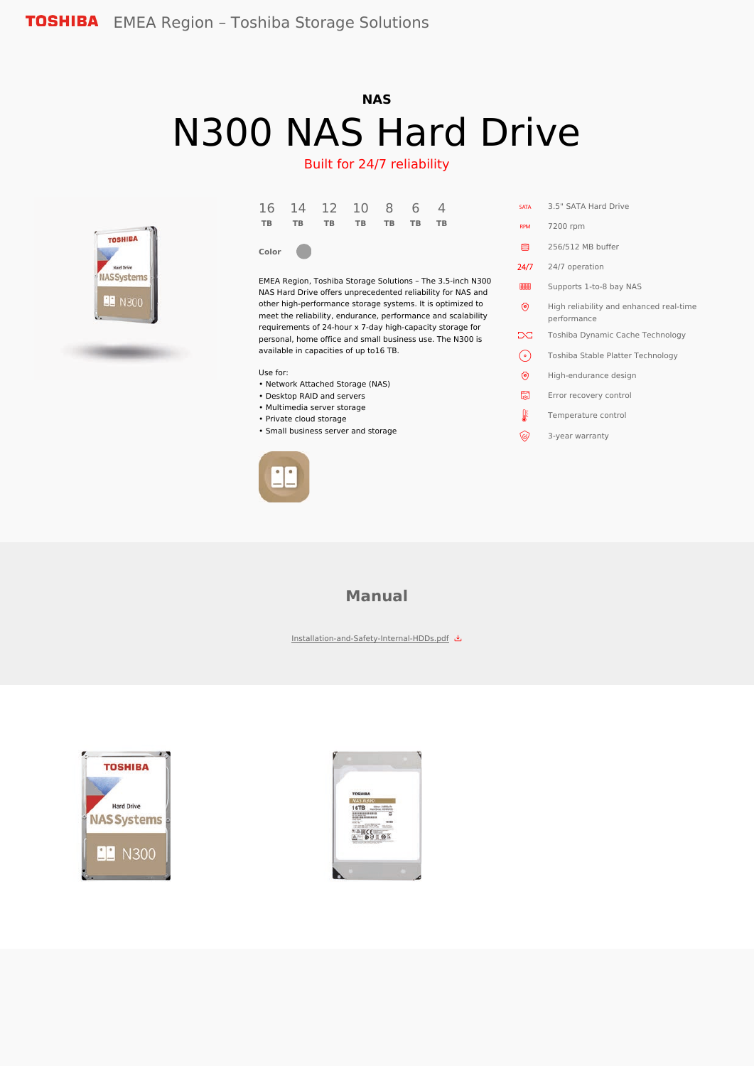TOSHIBA EMEA Region – Toshiba Storage Solutions

NAS

# N300 NAS Hard Drive

Built for 24/7 reliability

16 TB | 14 TB | 12 TB | 10 TB | 8 TB | 6 TB | 4 TB

Color

EMEA Region, Toshiba Storage Solutions – The 3.5-inch N300 NAS Hard Drive offers unprecedented reliability for NAS and other high-performance storage systems. It is optimized to meet the reliability, endurance, performance and scalability requirements of 24-hour x 7-day high-capacity storage for personal, home office and small business use. The N300 is available in capacities of up to16 TB.

Use for:

- Network Attached Storage (NAS)
- Desktop RAID and servers
- Multimedia server storage
- Private cloud storage
- Small business server and storage

- 3.5" SATA Hard Drive
- 7200 rpm
- 256/512 MB buffer
- 24/7 operation
- Supports 1-to-8 bay NAS
- High reliability and enhanced real-time performance
- Toshiba Dynamic Cache Technology
- Toshiba Stable Platter Technology
- High-endurance design
- Error recovery control
- Temperature control
- 3-year warranty

## Manual

Installation-and-Safety-Internal-HDDs.pdf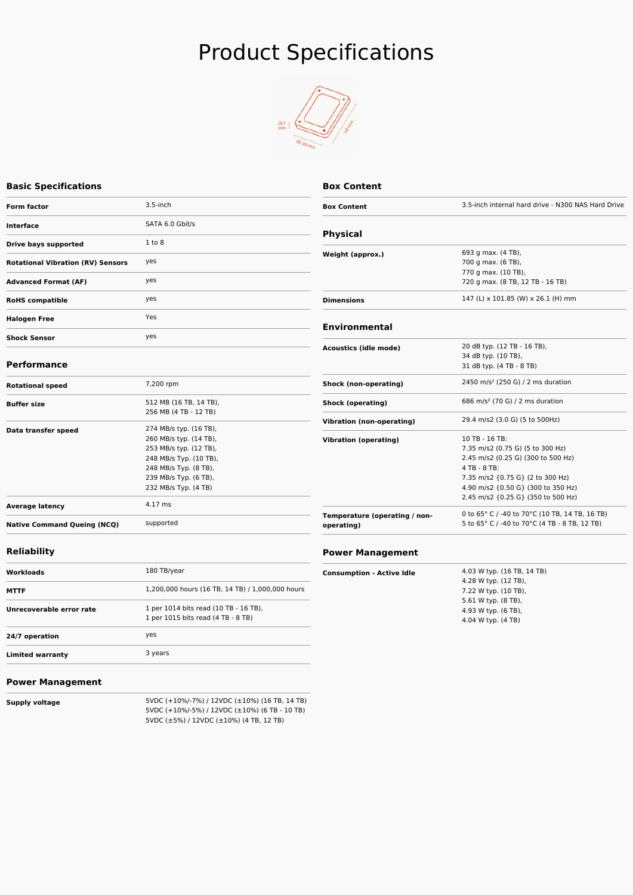# Product Specifications

## Basic Specifications

| | |
|---|---|
| **Form factor** | 3.5-inch |
| **Interface** | SATA 6.0 Gbit/s |
| **Drive bays supported** | 1 to 8 |
| **Rotational Vibration (RV) Sensors** | yes |
| **Advanced Format (AF)** | yes |
| **RoHS compatible** | yes |
| **Halogen Free** | Yes |
| **Shock Sensor** | yes |

## Performance

| | |
|---|---|
| **Rotational speed** | 7,200 rpm |
| **Buffer size** | 512 MB (16 TB, 14 TB),<br>256 MB (4 TB - 12 TB) |
| **Data transfer speed** | 274 MB/s typ. (16 TB),<br>260 MB/s typ. (14 TB),<br>253 MB/s typ. (12 TB),<br>248 MB/s typ. (10 TB),<br>248 MB/s Typ. (8 TB),<br>239 MB/s Typ. (6 TB),<br>232 MB/s Typ. (4 TB) |
| **Average latency** | 4.17 ms |
| **Native Command Queing (NCQ)** | supported |

## Reliability

| | |
|---|---|
| **Workloads** | 180 TB/year |
| **MTTF** | 1,200,000 hours (16 TB, 14 TB) / 1,000,000 hours |
| **Unrecoverable error rate** | 1 per 1014 bits read (10 TB - 16 TB),<br>1 per 1015 bits read (4 TB - 8 TB) |
| **24/7 operation** | yes |
| **Limited warranty** | 3 years |

## Power Management

| | |
|---|---|
| **Supply voltage** | 5VDC (+10%/-7%) / 12VDC (±10%) (16 TB, 14 TB)<br>5VDC (+10%/-5%) / 12VDC (±10%) (6 TB - 10 TB)<br>5VDC (±5%) / 12VDC (±10%) (4 TB, 12 TB) |

## Box Content

| | |
|---|---|
| **Box Content** | 3.5-inch internal hard drive - N300 NAS Hard Drive |

## Physical

| | |
|---|---|
| **Weight (approx.)** | 693 g max. (4 TB),<br>700 g max. (6 TB),<br>770 g max. (10 TB),<br>720 g max. (8 TB, 12 TB - 16 TB) |
| **Dimensions** | 147 (L) x 101.85 (W) x 26.1 (H) mm |

## Environmental

| | |
|---|---|
| **Acoustics (idle mode)** | 20 dB typ. (12 TB - 16 TB),<br>34 dB typ. (10 TB),<br>31 dB typ. (4 TB - 8 TB) |
| **Shock (non-operating)** | 2450 m/s² (250 G) / 2 ms duration |
| **Shock (operating)** | 686 m/s² (70 G) / 2 ms duration |
| **Vibration (non-operating)** | 29.4 m/s2 (3.0 G) (5 to 500Hz) |
| **Vibration (operating)** | 10 TB - 16 TB:<br>7.35 m/s2 (0.75 G) (5 to 300 Hz)<br>2.45 m/s2 (0.25 G) (300 to 500 Hz)<br>4 TB - 8 TB:<br>7.35 m/s2 {0.75 G} (2 to 300 Hz)<br>4.90 m/s2 {0.50 G} (300 to 350 Hz)<br>2.45 m/s2 {0.25 G} (350 to 500 Hz) |
| **Temperature (operating / non-operating)** | 0 to 65° C / -40 to 70°C (10 TB, 14 TB, 16 TB)<br>5 to 65° C / -40 to 70°C (4 TB - 8 TB, 12 TB) |

## Power Management

| | |
|---|---|
| **Consumption - Active Idle** | 4.03 W typ. (16 TB, 14 TB)<br>4.28 W typ. (12 TB),<br>7.22 W typ. (10 TB),<br>5.61 W typ. (8 TB),<br>4.93 W typ. (6 TB),<br>4.04 W typ. (4 TB) |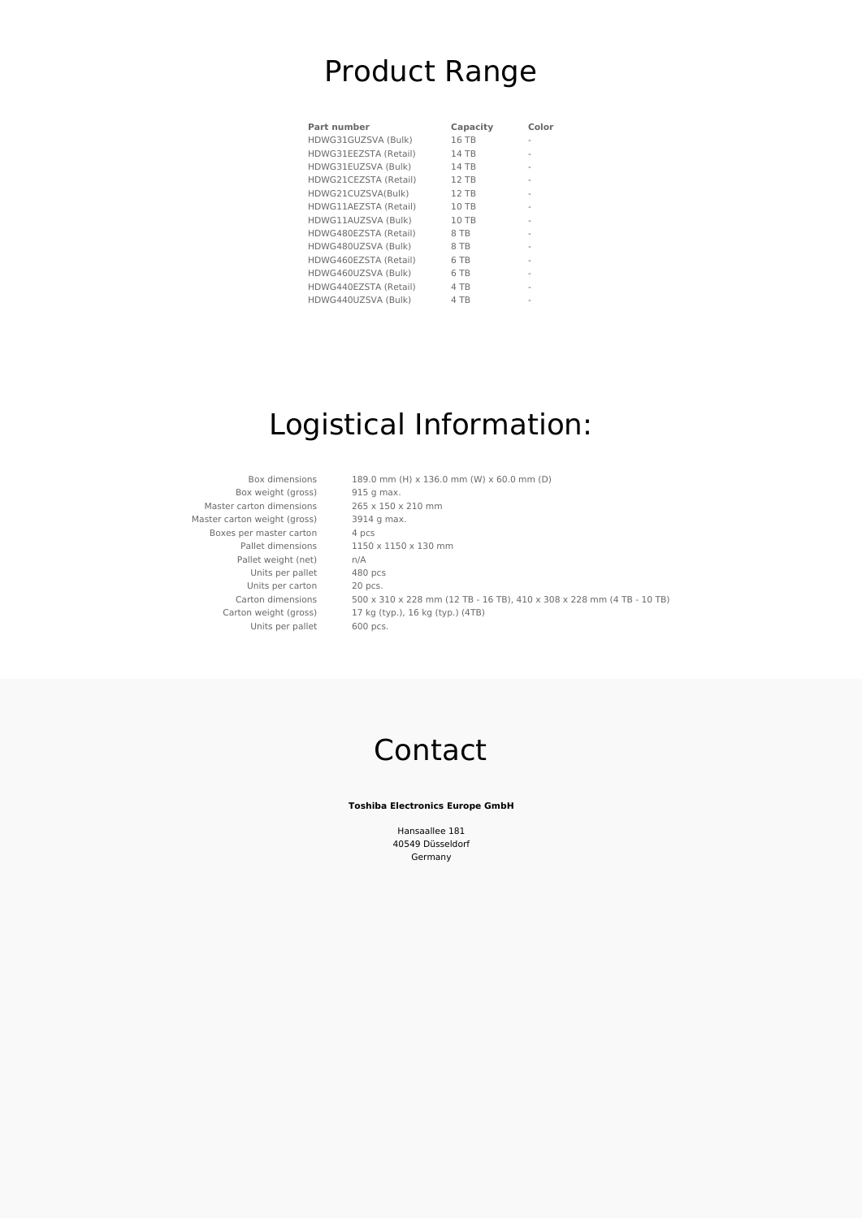# Product Range

| Part number | Capacity | Color |
|---|---|---|
| HDWG31GUZSVA (Bulk) | 16 TB | - |
| HDWG31EEZSTA (Retail) | 14 TB | - |
| HDWG31EUZSVA (Bulk) | 14 TB | - |
| HDWG21CEZSTA (Retail) | 12 TB | - |
| HDWG21CUZSVA(Bulk) | 12 TB | - |
| HDWG11AEZSTA (Retail) | 10 TB | - |
| HDWG11AUZSVA (Bulk) | 10 TB | - |
| HDWG480EZSTA (Retail) | 8 TB | - |
| HDWG480UZSVA (Bulk) | 8 TB | - |
| HDWG460EZSTA (Retail) | 6 TB | - |
| HDWG460UZSVA (Bulk) | 6 TB | - |
| HDWG440EZSTA (Retail) | 4 TB | - |
| HDWG440UZSVA (Bulk) | 4 TB | - |

# Logistical Information:

| | |
|---|---|
| Box dimensions | 189.0 mm (H) x 136.0 mm (W) x 60.0 mm (D) |
| Box weight (gross) | 915 g max. |
| Master carton dimensions | 265 x 150 x 210 mm |
| Master carton weight (gross) | 3914 g max. |
| Boxes per master carton | 4 pcs |
| Pallet dimensions | 1150 x 1150 x 130 mm |
| Pallet weight (net) | n/A |
| Units per pallet | 480 pcs |
| Units per carton | 20 pcs. |
| Carton dimensions | 500 x 310 x 228 mm (12 TB - 16 TB), 410 x 308 x 228 mm (4 TB - 10 TB) |
| Carton weight (gross) | 17 kg (typ.), 16 kg (typ.) (4TB) |
| Units per pallet | 600 pcs. |

# Contact

**Toshiba Electronics Europe GmbH**

Hansaallee 181
40549 Düsseldorf
Germany